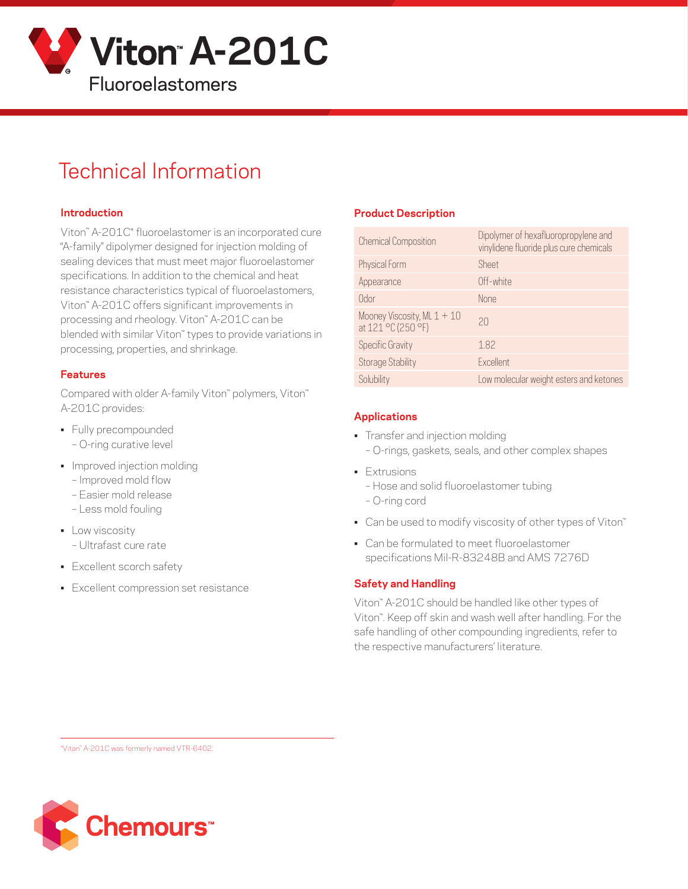# Viton™ A-201C

Fluoroelastomers

## Technical Information

### Introduction

Viton™ A-201C* fluoroelastomer is an incorporated cure "A-family" dipolymer designed for injection molding of sealing devices that must meet major fluoroelastomer specifications. In addition to the chemical and heat resistance characteristics typical of fluoroelastomers, Viton™ A-201C offers significant improvements in processing and rheology. Viton™ A-201C can be blended with similar Viton™ types to provide variations in processing, properties, and shrinkage.

### Features

Compared with older A-family Viton™ polymers, Viton™ A-201C provides:

- Fully precompounded
  - O-ring curative level
- Improved injection molding
  - Improved mold flow
  - Easier mold release
  - Less mold fouling
- Low viscosity
  - Ultrafast cure rate
- Excellent scorch safety
- Excellent compression set resistance

### Product Description

| | |
|---|---|
| Chemical Composition | Dipolymer of hexafluoropropylene and vinylidene fluoride plus cure chemicals |
| Physical Form | Sheet |
| Appearance | Off-white |
| Odor | None |
| Mooney Viscosity, ML 1 + 10 at 121 °C (250 °F) | 20 |
| Specific Gravity | 1.82 |
| Storage Stability | Excellent |
| Solubility | Low molecular weight esters and ketones |

### Applications

- Transfer and injection molding
  - O-rings, gaskets, seals, and other complex shapes
- Extrusions
  - Hose and solid fluoroelastomer tubing
  - O-ring cord
- Can be used to modify viscosity of other types of Viton™
- Can be formulated to meet fluoroelastomer specifications Mil-R-83248B and AMS 7276D

### Safety and Handling

Viton™ A-201C should be handled like other types of Viton™. Keep off skin and wash well after handling. For the safe handling of other compounding ingredients, refer to the respective manufacturers' literature.

*Viton™ A-201C was formerly named VTR-6402.

Chemours™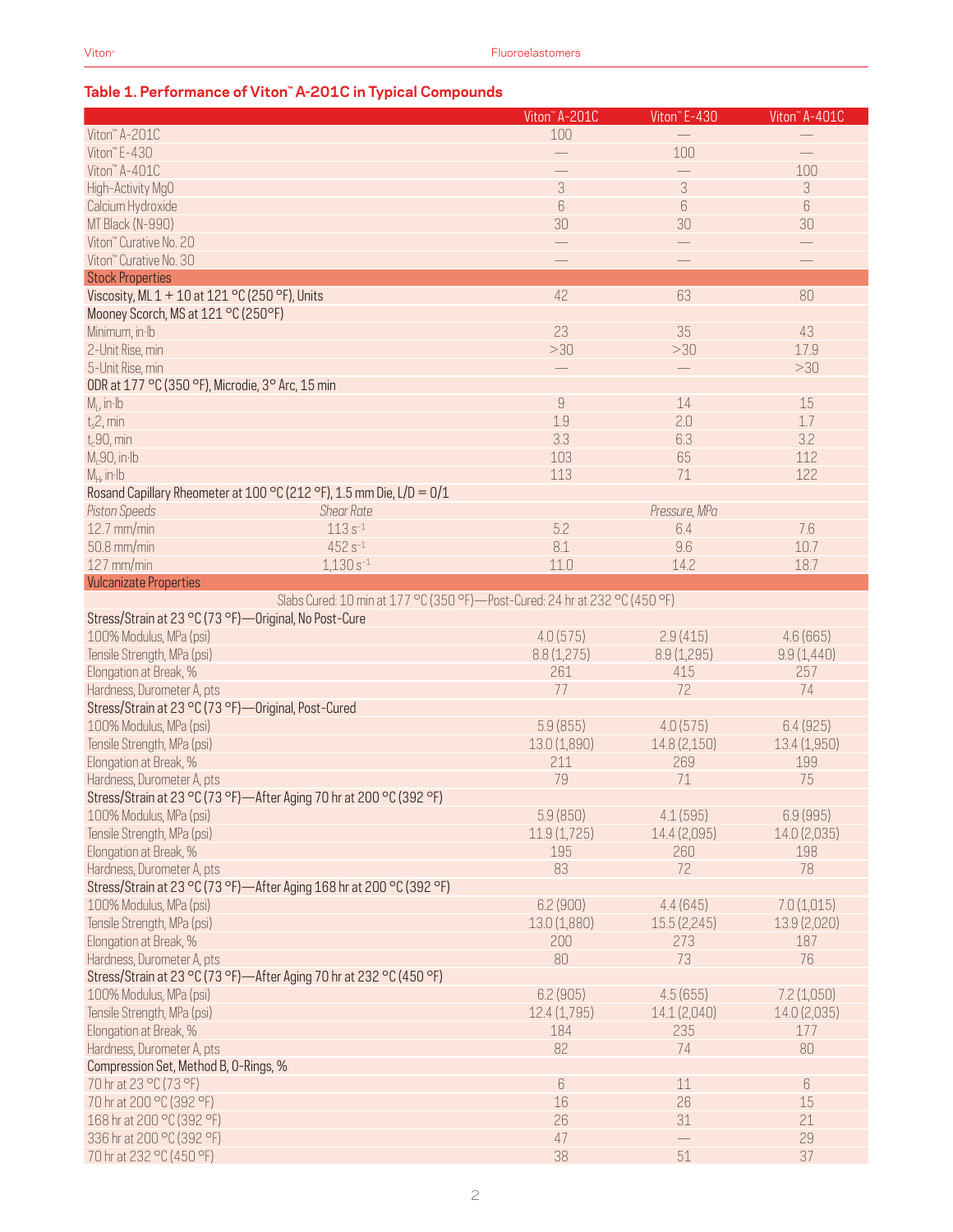## Table 1. Performance of Viton™ A-201C in Typical Compounds

| | | Viton™ A-201C | Viton™ E-430 | Viton™ A-401C |
|---|---|---|---|---|
| Viton™ A-201C | | 100 | — | — |
| Viton™ E-430 | | — | 100 | — |
| Viton™ A-401C | | — | — | 100 |
| High-Activity MgO | | 3 | 3 | 3 |
| Calcium Hydroxide | | 6 | 6 | 6 |
| MT Black (N-990) | | 30 | 30 | 30 |
| Viton™ Curative No. 20 | | — | — | — |
| Viton™ Curative No. 30 | | — | — | — |
| **Stock Properties** | | | | |
| Viscosity, ML 1 + 10 at 121 °C (250 °F), Units | | 42 | 63 | 80 |
| Mooney Scorch, MS at 121 °C (250°F) | | | | |
| Minimum, in·lb | | 23 | 35 | 43 |
| 2-Unit Rise, min | | >30 | >30 | 17.9 |
| 5-Unit Rise, min | | — | — | >30 |
| ODR at 177 °C (350 °F), Microdie, 3° Arc, 15 min | | | | |
| $M_L$, in·lb | | 9 | 14 | 15 |
| $t_s2$, min | | 1.9 | 2.0 | 1.7 |
| $t_c90$, min | | 3.3 | 6.3 | 3.2 |
| $M_C90$, in·lb | | 103 | 65 | 112 |
| $M_H$, in·lb | | 113 | 71 | 122 |
| Rosand Capillary Rheometer at 100 °C (212 °F), 1.5 mm Die, L/D = 0/1 | | | | |
| *Piston Speeds* | *Shear Rate* | | *Pressure, MPa* | |
| 12.7 mm/min | 113 $s^{-1}$ | 5.2 | 6.4 | 7.6 |
| 50.8 mm/min | 452 $s^{-1}$ | 8.1 | 9.6 | 10.7 |
| 127 mm/min | 1,130 $s^{-1}$ | 11.0 | 14.2 | 18.7 |
| **Vulcanizate Properties** | | | | |
| Slabs Cured: 10 min at 177 °C (350 °F)—Post-Cured: 24 hr at 232 °C (450 °F) | | | | |
| Stress/Strain at 23 °C (73 °F)—Original, No Post-Cure | | | | |
| 100% Modulus, MPa (psi) | | 4.0 (575) | 2.9 (415) | 4.6 (665) |
| Tensile Strength, MPa (psi) | | 8.8 (1,275) | 8.9 (1,295) | 9.9 (1,440) |
| Elongation at Break, % | | 261 | 415 | 257 |
| Hardness, Durometer A, pts | | 77 | 72 | 74 |
| Stress/Strain at 23 °C (73 °F)—Original, Post-Cured | | | | |
| 100% Modulus, MPa (psi) | | 5.9 (855) | 4.0 (575) | 6.4 (925) |
| Tensile Strength, MPa (psi) | | 13.0 (1,890) | 14.8 (2,150) | 13.4 (1,950) |
| Elongation at Break, % | | 211 | 269 | 199 |
| Hardness, Durometer A, pts | | 79 | 71 | 75 |
| Stress/Strain at 23 °C (73 °F)—After Aging 70 hr at 200 °C (392 °F) | | | | |
| 100% Modulus, MPa (psi) | | 5.9 (850) | 4.1 (595) | 6.9 (995) |
| Tensile Strength, MPa (psi) | | 11.9 (1,725) | 14.4 (2,095) | 14.0 (2,035) |
| Elongation at Break, % | | 195 | 260 | 198 |
| Hardness, Durometer A, pts | | 83 | 72 | 78 |
| Stress/Strain at 23 °C (73 °F)—After Aging 168 hr at 200 °C (392 °F) | | | | |
| 100% Modulus, MPa (psi) | | 6.2 (900) | 4.4 (645) | 7.0 (1,015) |
| Tensile Strength, MPa (psi) | | 13.0 (1,880) | 15.5 (2,245) | 13.9 (2,020) |
| Elongation at Break, % | | 200 | 273 | 187 |
| Hardness, Durometer A, pts | | 80 | 73 | 76 |
| Stress/Strain at 23 °C (73 °F)—After Aging 70 hr at 232 °C (450 °F) | | | | |
| 100% Modulus, MPa (psi) | | 6.2 (905) | 4.5 (655) | 7.2 (1,050) |
| Tensile Strength, MPa (psi) | | 12.4 (1,795) | 14.1 (2,040) | 14.0 (2,035) |
| Elongation at Break, % | | 184 | 235 | 177 |
| Hardness, Durometer A, pts | | 82 | 74 | 80 |
| Compression Set, Method B, O-Rings, % | | | | |
| 70 hr at 23 °C (73 °F) | | 6 | 11 | 6 |
| 70 hr at 200 °C (392 °F) | | 16 | 26 | 15 |
| 168 hr at 200 °C (392 °F) | | 26 | 31 | 21 |
| 336 hr at 200 °C (392 °F) | | 47 | — | 29 |
| 70 hr at 232 °C (450 °F) | | 38 | 51 | 37 |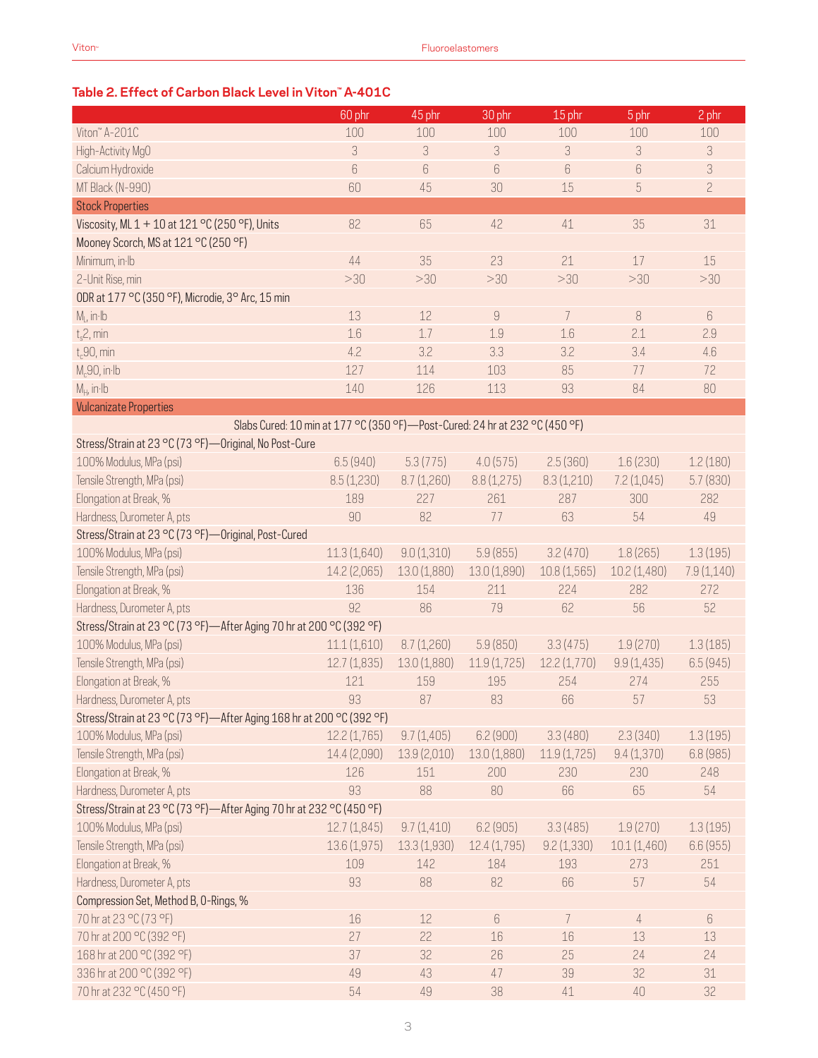### Table 2. Effect of Carbon Black Level in Viton™ A-401C

| | 60 phr | 45 phr | 30 phr | 15 phr | 5 phr | 2 phr |
|---|---|---|---|---|---|---|
| Viton™ A-201C | 100 | 100 | 100 | 100 | 100 | 100 |
| High-Activity MgO | 3 | 3 | 3 | 3 | 3 | 3 |
| Calcium Hydroxide | 6 | 6 | 6 | 6 | 6 | 3 |
| MT Black (N-990) | 60 | 45 | 30 | 15 | 5 | 2 |
| **Stock Properties** | | | | | | |
| Viscosity, ML 1 + 10 at 121 °C (250 °F), Units | 82 | 65 | 42 | 41 | 35 | 31 |
| Mooney Scorch, MS at 121 °C (250 °F) | | | | | | |
| Minimum, in·lb | 44 | 35 | 23 | 21 | 17 | 15 |
| 2-Unit Rise, min | >30 | >30 | >30 | >30 | >30 | >30 |
| ODR at 177 °C (350 °F), Microdie, 3° Arc, 15 min | | | | | | |
| $M_L$, in·lb | 13 | 12 | 9 | 7 | 8 | 6 |
| $t_s2$, min | 1.6 | 1.7 | 1.9 | 1.6 | 2.1 | 2.9 |
| $t_c90$, min | 4.2 | 3.2 | 3.3 | 3.2 | 3.4 | 4.6 |
| $M_c90$, in·lb | 127 | 114 | 103 | 85 | 77 | 72 |
| $M_H$, in·lb | 140 | 126 | 113 | 93 | 84 | 80 |
| **Vulcanizate Properties** | | | | | | |
| Slabs Cured: 10 min at 177 °C (350 °F)—Post-Cured: 24 hr at 232 °C (450 °F) | | | | | | |
| Stress/Strain at 23 °C (73 °F)—Original, No Post-Cure | | | | | | |
| 100% Modulus, MPa (psi) | 6.5 (940) | 5.3 (775) | 4.0 (575) | 2.5 (360) | 1.6 (230) | 1.2 (180) |
| Tensile Strength, MPa (psi) | 8.5 (1,230) | 8.7 (1,260) | 8.8 (1,275) | 8.3 (1,210) | 7.2 (1,045) | 5.7 (830) |
| Elongation at Break, % | 189 | 227 | 261 | 287 | 300 | 282 |
| Hardness, Durometer A, pts | 90 | 82 | 77 | 63 | 54 | 49 |
| Stress/Strain at 23 °C (73 °F)—Original, Post-Cured | | | | | | |
| 100% Modulus, MPa (psi) | 11.3 (1,640) | 9.0 (1,310) | 5.9 (855) | 3.2 (470) | 1.8 (265) | 1.3 (195) |
| Tensile Strength, MPa (psi) | 14.2 (2,065) | 13.0 (1,880) | 13.0 (1,890) | 10.8 (1,565) | 10.2 (1,480) | 7.9 (1,140) |
| Elongation at Break, % | 136 | 154 | 211 | 224 | 282 | 272 |
| Hardness, Durometer A, pts | 92 | 86 | 79 | 62 | 56 | 52 |
| Stress/Strain at 23 °C (73 °F)—After Aging 70 hr at 200 °C (392 °F) | | | | | | |
| 100% Modulus, MPa (psi) | 11.1 (1,610) | 8.7 (1,260) | 5.9 (850) | 3.3 (475) | 1.9 (270) | 1.3 (185) |
| Tensile Strength, MPa (psi) | 12.7 (1,835) | 13.0 (1,880) | 11.9 (1,725) | 12.2 (1,770) | 9.9 (1,435) | 6.5 (945) |
| Elongation at Break, % | 121 | 159 | 195 | 254 | 274 | 255 |
| Hardness, Durometer A, pts | 93 | 87 | 83 | 66 | 57 | 53 |
| Stress/Strain at 23 °C (73 °F)—After Aging 168 hr at 200 °C (392 °F) | | | | | | |
| 100% Modulus, MPa (psi) | 12.2 (1,765) | 9.7 (1,405) | 6.2 (900) | 3.3 (480) | 2.3 (340) | 1.3 (195) |
| Tensile Strength, MPa (psi) | 14.4 (2,090) | 13.9 (2,010) | 13.0 (1,880) | 11.9 (1,725) | 9.4 (1,370) | 6.8 (985) |
| Elongation at Break, % | 126 | 151 | 200 | 230 | 230 | 248 |
| Hardness, Durometer A, pts | 93 | 88 | 80 | 66 | 65 | 54 |
| Stress/Strain at 23 °C (73 °F)—After Aging 70 hr at 232 °C (450 °F) | | | | | | |
| 100% Modulus, MPa (psi) | 12.7 (1,845) | 9.7 (1,410) | 6.2 (905) | 3.3 (485) | 1.9 (270) | 1.3 (195) |
| Tensile Strength, MPa (psi) | 13.6 (1,975) | 13.3 (1,930) | 12.4 (1,795) | 9.2 (1,330) | 10.1 (1,460) | 6.6 (955) |
| Elongation at Break, % | 109 | 142 | 184 | 193 | 273 | 251 |
| Hardness, Durometer A, pts | 93 | 88 | 82 | 66 | 57 | 54 |
| Compression Set, Method B, O-Rings, % | | | | | | |
| 70 hr at 23 °C (73 °F) | 16 | 12 | 6 | 7 | 4 | 6 |
| 70 hr at 200 °C (392 °F) | 27 | 22 | 16 | 16 | 13 | 13 |
| 168 hr at 200 °C (392 °F) | 37 | 32 | 26 | 25 | 24 | 24 |
| 336 hr at 200 °C (392 °F) | 49 | 43 | 47 | 39 | 32 | 31 |
| 70 hr at 232 °C (450 °F) | 54 | 49 | 38 | 41 | 40 | 32 |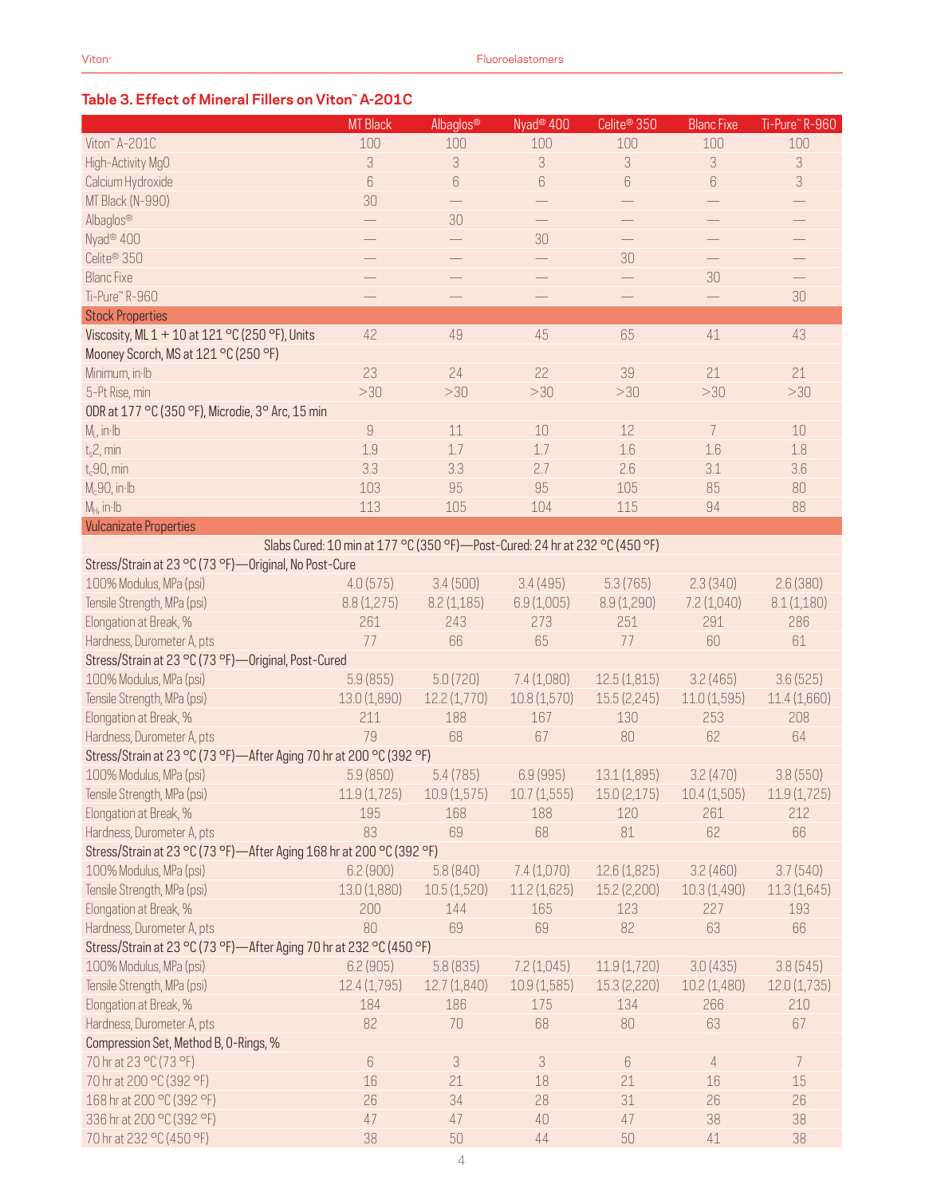### Table 3. Effect of Mineral Fillers on Viton™ A-201C

| | MT Black | Albaglos® | Nyad® 400 | Celite® 350 | Blanc Fixe | Ti-Pure™ R-960 |
|---|---|---|---|---|---|---|
| Viton™ A-201C | 100 | 100 | 100 | 100 | 100 | 100 |
| High-Activity MgO | 3 | 3 | 3 | 3 | 3 | 3 |
| Calcium Hydroxide | 6 | 6 | 6 | 6 | 6 | 3 |
| MT Black (N-990) | 30 | — | — | — | — | — |
| Albaglos® | — | 30 | — | — | — | — |
| Nyad® 400 | — | — | 30 | — | — | — |
| Celite® 350 | — | — | — | 30 | — | — |
| Blanc Fixe | — | — | — | — | 30 | — |
| Ti-Pure™ R-960 | — | — | — | — | — | 30 |
| **Stock Properties** | | | | | | |
| Viscosity, ML 1 + 10 at 121 °C (250 °F), Units | 42 | 49 | 45 | 65 | 41 | 43 |
| Mooney Scorch, MS at 121 °C (250 °F) | | | | | | |
| Minimum, in-lb | 23 | 24 | 22 | 39 | 21 | 21 |
| 5-Pt Rise, min | >30 | >30 | >30 | >30 | >30 | >30 |
| ODR at 177 °C (350 °F), Microdie, 3° Arc, 15 min | | | | | | |
| $M_L$, in-lb | 9 | 11 | 10 | 12 | 7 | 10 |
| $t_s2$, min | 1.9 | 1.7 | 1.7 | 1.6 | 1.6 | 1.8 |
| $t_c90$, min | 3.3 | 3.3 | 2.7 | 2.6 | 3.1 | 3.6 |
| $M_c90$, in-lb | 103 | 95 | 95 | 105 | 85 | 80 |
| $M_H$, in-lb | 113 | 105 | 104 | 115 | 94 | 88 |
| **Vulcanizate Properties** | | | | | | |
| Slabs Cured: 10 min at 177 °C (350 °F)—Post-Cured: 24 hr at 232 °C (450 °F) | | | | | | |
| Stress/Strain at 23 °C (73 °F)—Original, No Post-Cure | | | | | | |
| 100% Modulus, MPa (psi) | 4.0 (575) | 3.4 (500) | 3.4 (495) | 5.3 (765) | 2.3 (340) | 2.6 (380) |
| Tensile Strength, MPa (psi) | 8.8 (1,275) | 8.2 (1,185) | 6.9 (1,005) | 8.9 (1,290) | 7.2 (1,040) | 8.1 (1,180) |
| Elongation at Break, % | 261 | 243 | 273 | 251 | 291 | 286 |
| Hardness, Durometer A, pts | 77 | 66 | 65 | 77 | 60 | 61 |
| Stress/Strain at 23 °C (73 °F)—Original, Post-Cured | | | | | | |
| 100% Modulus, MPa (psi) | 5.9 (855) | 5.0 (720) | 7.4 (1,080) | 12.5 (1,815) | 3.2 (465) | 3.6 (525) |
| Tensile Strength, MPa (psi) | 13.0 (1,890) | 12.2 (1,770) | 10.8 (1,570) | 15.5 (2,245) | 11.0 (1,595) | 11.4 (1,660) |
| Elongation at Break, % | 211 | 188 | 167 | 130 | 253 | 208 |
| Hardness, Durometer A, pts | 79 | 68 | 67 | 80 | 62 | 64 |
| Stress/Strain at 23 °C (73 °F)—After Aging 70 hr at 200 °C (392 °F) | | | | | | |
| 100% Modulus, MPa (psi) | 5.9 (850) | 5.4 (785) | 6.9 (995) | 13.1 (1,895) | 3.2 (470) | 3.8 (550) |
| Tensile Strength, MPa (psi) | 11.9 (1,725) | 10.9 (1,575) | 10.7 (1,555) | 15.0 (2,175) | 10.4 (1,505) | 11.9 (1,725) |
| Elongation at Break, % | 195 | 168 | 188 | 120 | 261 | 212 |
| Hardness, Durometer A, pts | 83 | 69 | 68 | 81 | 62 | 66 |
| Stress/Strain at 23 °C (73 °F)—After Aging 168 hr at 200 °C (392 °F) | | | | | | |
| 100% Modulus, MPa (psi) | 6.2 (900) | 5.8 (840) | 7.4 (1,070) | 12.6 (1,825) | 3.2 (460) | 3.7 (540) |
| Tensile Strength, MPa (psi) | 13.0 (1,880) | 10.5 (1,520) | 11.2 (1,625) | 15.2 (2,200) | 10.3 (1,490) | 11.3 (1,645) |
| Elongation at Break, % | 200 | 144 | 165 | 123 | 227 | 193 |
| Hardness, Durometer A, pts | 80 | 69 | 69 | 82 | 63 | 66 |
| Stress/Strain at 23 °C (73 °F)—After Aging 70 hr at 232 °C (450 °F) | | | | | | |
| 100% Modulus, MPa (psi) | 6.2 (905) | 5.8 (835) | 7.2 (1,045) | 11.9 (1,720) | 3.0 (435) | 3.8 (545) |
| Tensile Strength, MPa (psi) | 12.4 (1,795) | 12.7 (1,840) | 10.9 (1,585) | 15.3 (2,220) | 10.2 (1,480) | 12.0 (1,735) |
| Elongation at Break, % | 184 | 186 | 175 | 134 | 266 | 210 |
| Hardness, Durometer A, pts | 82 | 70 | 68 | 80 | 63 | 67 |
| Compression Set, Method B, O-Rings, % | | | | | | |
| 70 hr at 23 °C (73 °F) | 6 | 3 | 3 | 6 | 4 | 7 |
| 70 hr at 200 °C (392 °F) | 16 | 21 | 18 | 21 | 16 | 15 |
| 168 hr at 200 °C (392 °F) | 26 | 34 | 28 | 31 | 26 | 26 |
| 336 hr at 200 °C (392 °F) | 47 | 47 | 40 | 47 | 38 | 38 |
| 70 hr at 232 °C (450 °F) | 38 | 50 | 44 | 50 | 41 | 38 |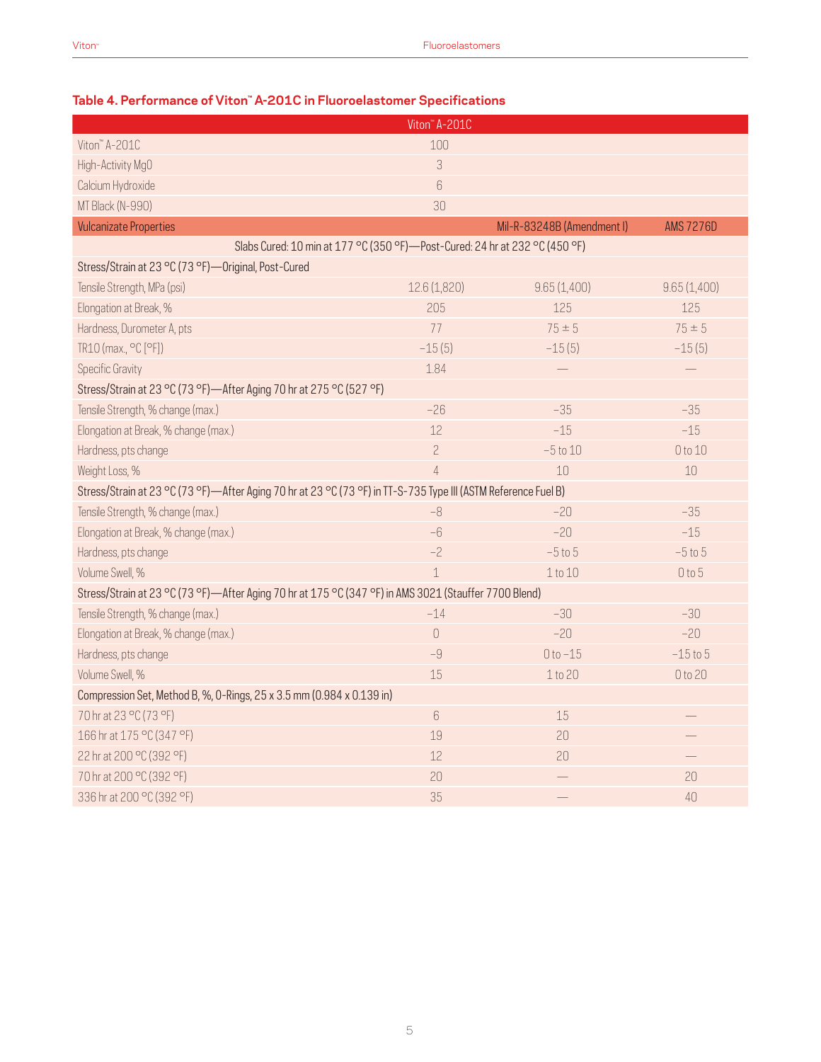### Table 4. Performance of Viton™ A-201C in Fluoroelastomer Specifications

| | Viton™ A-201C | | |
|---|---|---|---|
| Viton™ A-201C | 100 | | |
| High-Activity MgO | 3 | | |
| Calcium Hydroxide | 6 | | |
| MT Black (N-990) | 30 | | |
| **Vulcanizate Properties** | | **Mil-R-83248B (Amendment I)** | **AMS 7276D** |
| Slabs Cured: 10 min at 177 °C (350 °F)—Post-Cured: 24 hr at 232 °C (450 °F) | | | |
| Stress/Strain at 23 °C (73 °F)—Original, Post-Cured | | | |
| Tensile Strength, MPa (psi) | 12.6 (1,820) | 9.65 (1,400) | 9.65 (1,400) |
| Elongation at Break, % | 205 | 125 | 125 |
| Hardness, Durometer A, pts | 77 | 75 ± 5 | 75 ± 5 |
| TR10 (max., °C [°F]) | −15 (5) | −15 (5) | −15 (5) |
| Specific Gravity | 1.84 | — | — |
| Stress/Strain at 23 °C (73 °F)—After Aging 70 hr at 275 °C (527 °F) | | | |
| Tensile Strength, % change (max.) | −26 | −35 | −35 |
| Elongation at Break, % change (max.) | 12 | −15 | −15 |
| Hardness, pts change | 2 | −5 to 10 | 0 to 10 |
| Weight Loss, % | 4 | 10 | 10 |
| Stress/Strain at 23 °C (73 °F)—After Aging 70 hr at 23 °C (73 °F) in TT-S-735 Type III (ASTM Reference Fuel B) | | | |
| Tensile Strength, % change (max.) | −8 | −20 | −35 |
| Elongation at Break, % change (max.) | −6 | −20 | −15 |
| Hardness, pts change | −2 | −5 to 5 | −5 to 5 |
| Volume Swell, % | 1 | 1 to 10 | 0 to 5 |
| Stress/Strain at 23 °C (73 °F)—After Aging 70 hr at 175 °C (347 °F) in AMS 3021 (Stauffer 7700 Blend) | | | |
| Tensile Strength, % change (max.) | −14 | −30 | −30 |
| Elongation at Break, % change (max.) | 0 | −20 | −20 |
| Hardness, pts change | −9 | 0 to −15 | −15 to 5 |
| Volume Swell, % | 15 | 1 to 20 | 0 to 20 |
| Compression Set, Method B, %, O-Rings, 25 x 3.5 mm (0.984 x 0.139 in) | | | |
| 70 hr at 23 °C (73 °F) | 6 | 15 | — |
| 166 hr at 175 °C (347 °F) | 19 | 20 | — |
| 22 hr at 200 °C (392 °F) | 12 | 20 | — |
| 70 hr at 200 °C (392 °F) | 20 | — | 20 |
| 336 hr at 200 °C (392 °F) | 35 | — | 40 |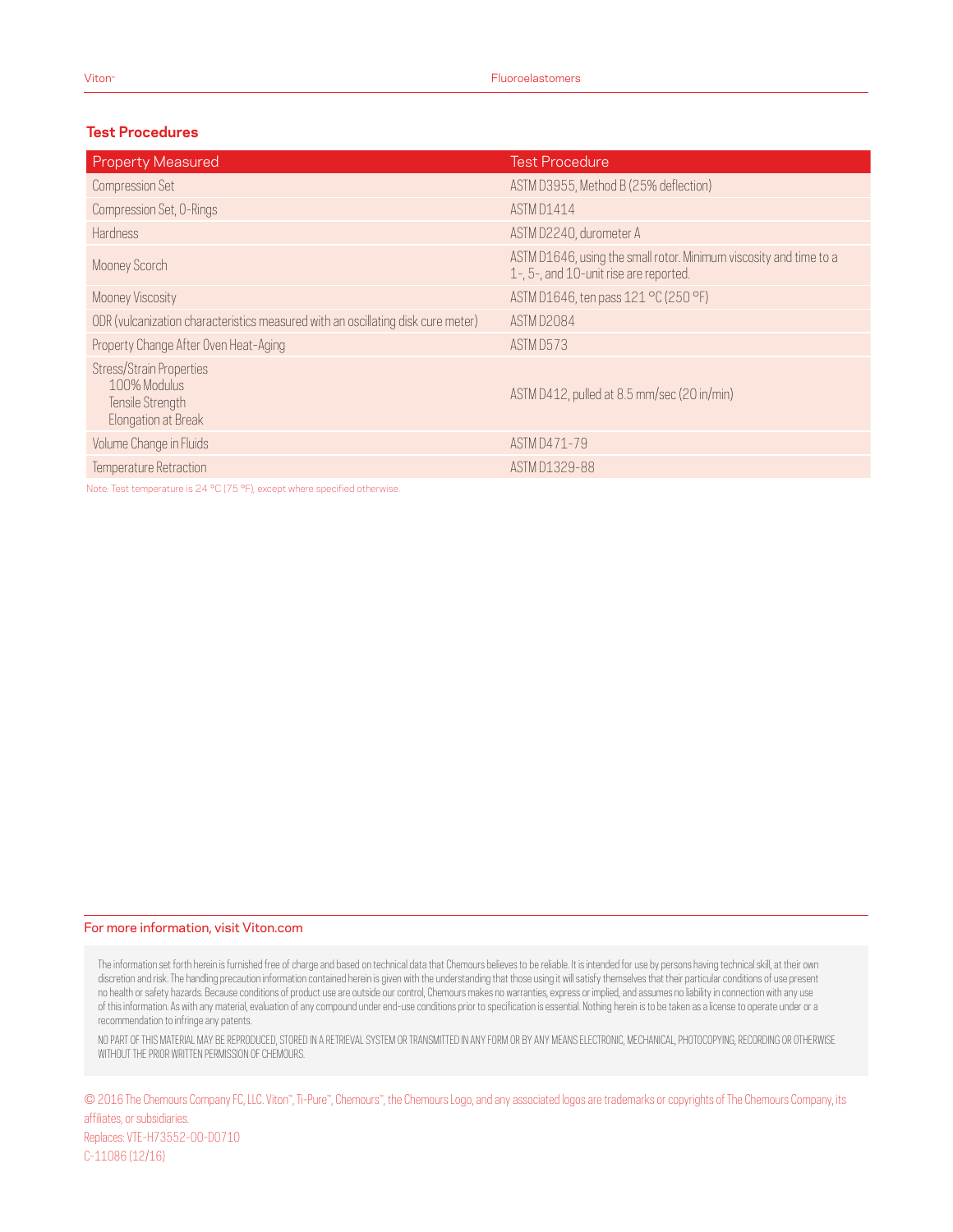## Test Procedures

| Property Measured | Test Procedure |
| --- | --- |
| Compression Set | ASTM D3955, Method B (25% deflection) |
| Compression Set, O-Rings | ASTM D1414 |
| Hardness | ASTM D2240, durometer A |
| Mooney Scorch | ASTM D1646, using the small rotor. Minimum viscosity and time to a 1-, 5-, and 10-unit rise are reported. |
| Mooney Viscosity | ASTM D1646, ten pass 121 °C (250 °F) |
| ODR (vulcanization characteristics measured with an oscillating disk cure meter) | ASTM D2084 |
| Property Change After Oven Heat-Aging | ASTM D573 |
| Stress/Strain Properties<br>100% Modulus<br>Tensile Strength<br>Elongation at Break | ASTM D412, pulled at 8.5 mm/sec (20 in/min) |
| Volume Change in Fluids | ASTM D471-79 |
| Temperature Retraction | ASTM D1329-88 |

Note: Test temperature is 24 °C (75 °F), except where specified otherwise.

For more information, visit Viton.com

The information set forth herein is furnished free of charge and based on technical data that Chemours believes to be reliable. It is intended for use by persons having technical skill, at their own discretion and risk. The handling precaution information contained herein is given with the understanding that those using it will satisfy themselves that their particular conditions of use present no health or safety hazards. Because conditions of product use are outside our control, Chemours makes no warranties, express or implied, and assumes no liability in connection with any use of this information. As with any material, evaluation of any compound under end-use conditions prior to specification is essential. Nothing herein is to be taken as a license to operate under or a recommendation to infringe any patents.

NO PART OF THIS MATERIAL MAY BE REPRODUCED, STORED IN A RETRIEVAL SYSTEM OR TRANSMITTED IN ANY FORM OR BY ANY MEANS ELECTRONIC, MECHANICAL, PHOTOCOPYING, RECORDING OR OTHERWISE WITHOUT THE PRIOR WRITTEN PERMISSION OF CHEMOURS.

© 2016 The Chemours Company FC, LLC. Viton™, Ti-Pure™, Chemours™, the Chemours Logo, and any associated logos are trademarks or copyrights of The Chemours Company, its affiliates, or subsidiaries.

Replaces: VTE-H73552-00-D0710

C-11086 (12/16)